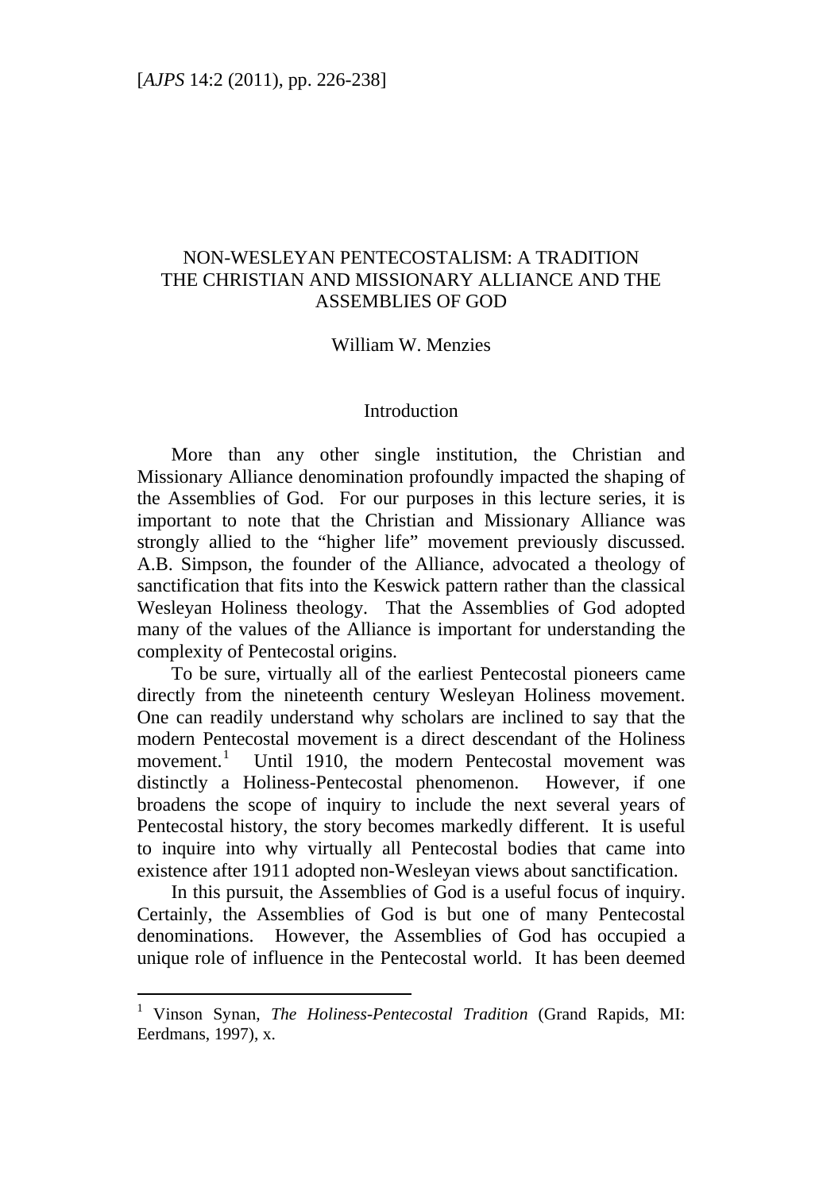# NON-WESLEYAN PENTECOSTALISM: A TRADITION THE CHRISTIAN AND MISSIONARY ALLIANCE AND THE ASSEMBLIES OF GOD

William W. Menzies

## Introduction

More than any other single institution, the Christian and Missionary Alliance denomination profoundly impacted the shaping of the Assemblies of God. For our purposes in this lecture series, it is important to note that the Christian and Missionary Alliance was strongly allied to the "higher life" movement previously discussed. A.B. Simpson, the founder of the Alliance, advocated a theology of sanctification that fits into the Keswick pattern rather than the classical Wesleyan Holiness theology. That the Assemblies of God adopted many of the values of the Alliance is important for understanding the complexity of Pentecostal origins.

To be sure, virtually all of the earliest Pentecostal pioneers came directly from the nineteenth century Wesleyan Holiness movement. One can readily understand why scholars are inclined to say that the modern Pentecostal movement is a direct descendant of the Holiness movement.[1] Until 1910, the modern Pentecostal movement was distinctly a Holiness-Pentecostal phenomenon. However, if one broadens the scope of inquiry to include the next several years of Pentecostal history, the story becomes markedly different. It is useful to inquire into why virtually all Pentecostal bodies that came into existence after 1911 adopted non-Wesleyan views about sanctification.

In this pursuit, the Assemblies of God is a useful focus of inquiry. Certainly, the Assemblies of God is but one of many Pentecostal denominations. However, the Assemblies of God has occupied a unique role of influence in the Pentecostal world. It has been deemed

---

[1] Vinson Synan, *The Holiness-Pentecostal Tradition* (Grand Rapids, MI: Eerdmans, 1997), x.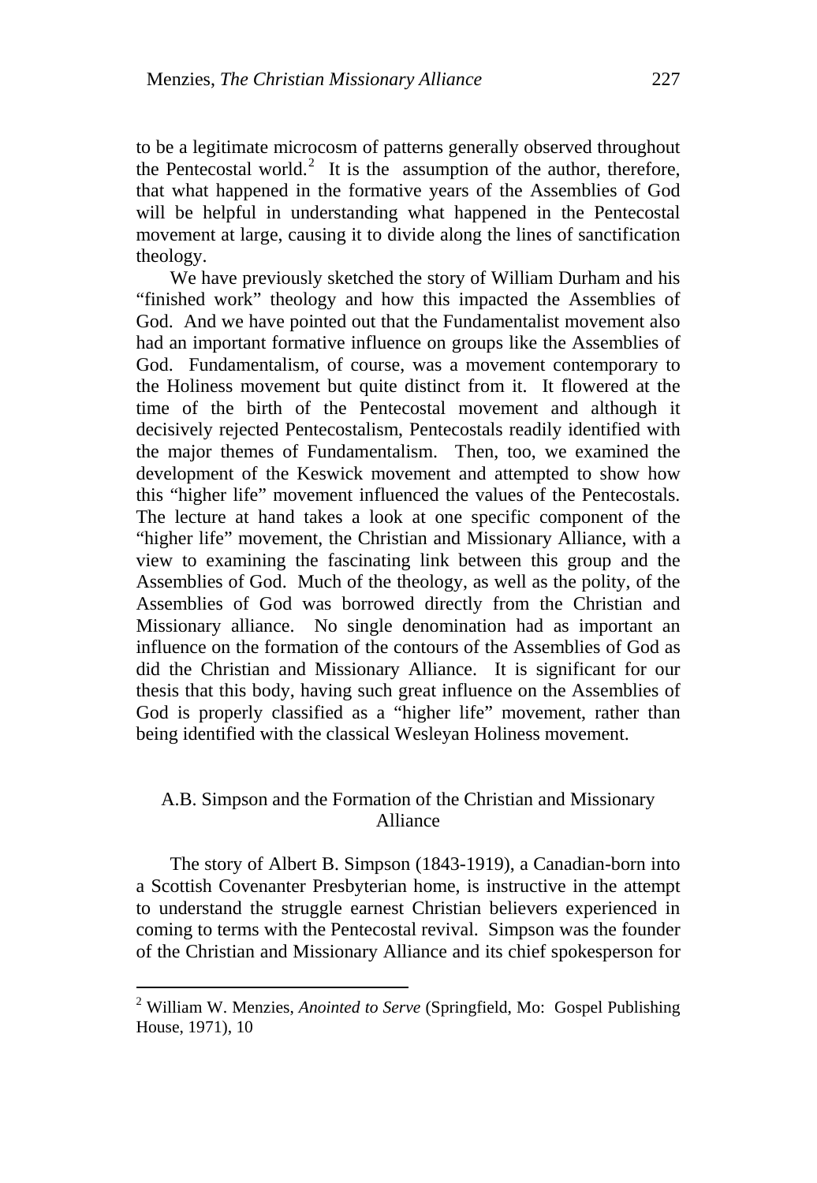to be a legitimate microcosm of patterns generally observed throughout the Pentecostal world.[2] It is the assumption of the author, therefore, that what happened in the formative years of the Assemblies of God will be helpful in understanding what happened in the Pentecostal movement at large, causing it to divide along the lines of sanctification theology.

We have previously sketched the story of William Durham and his "finished work" theology and how this impacted the Assemblies of God. And we have pointed out that the Fundamentalist movement also had an important formative influence on groups like the Assemblies of God. Fundamentalism, of course, was a movement contemporary to the Holiness movement but quite distinct from it. It flowered at the time of the birth of the Pentecostal movement and although it decisively rejected Pentecostalism, Pentecostals readily identified with the major themes of Fundamentalism. Then, too, we examined the development of the Keswick movement and attempted to show how this "higher life" movement influenced the values of the Pentecostals. The lecture at hand takes a look at one specific component of the "higher life" movement, the Christian and Missionary Alliance, with a view to examining the fascinating link between this group and the Assemblies of God. Much of the theology, as well as the polity, of the Assemblies of God was borrowed directly from the Christian and Missionary alliance. No single denomination had as important an influence on the formation of the contours of the Assemblies of God as did the Christian and Missionary Alliance. It is significant for our thesis that this body, having such great influence on the Assemblies of God is properly classified as a "higher life" movement, rather than being identified with the classical Wesleyan Holiness movement.

## A.B. Simpson and the Formation of the Christian and Missionary Alliance

The story of Albert B. Simpson (1843-1919), a Canadian-born into a Scottish Covenanter Presbyterian home, is instructive in the attempt to understand the struggle earnest Christian believers experienced in coming to terms with the Pentecostal revival. Simpson was the founder of the Christian and Missionary Alliance and its chief spokesperson for

[2] William W. Menzies, *Anointed to Serve* (Springfield, Mo: Gospel Publishing House, 1971), 10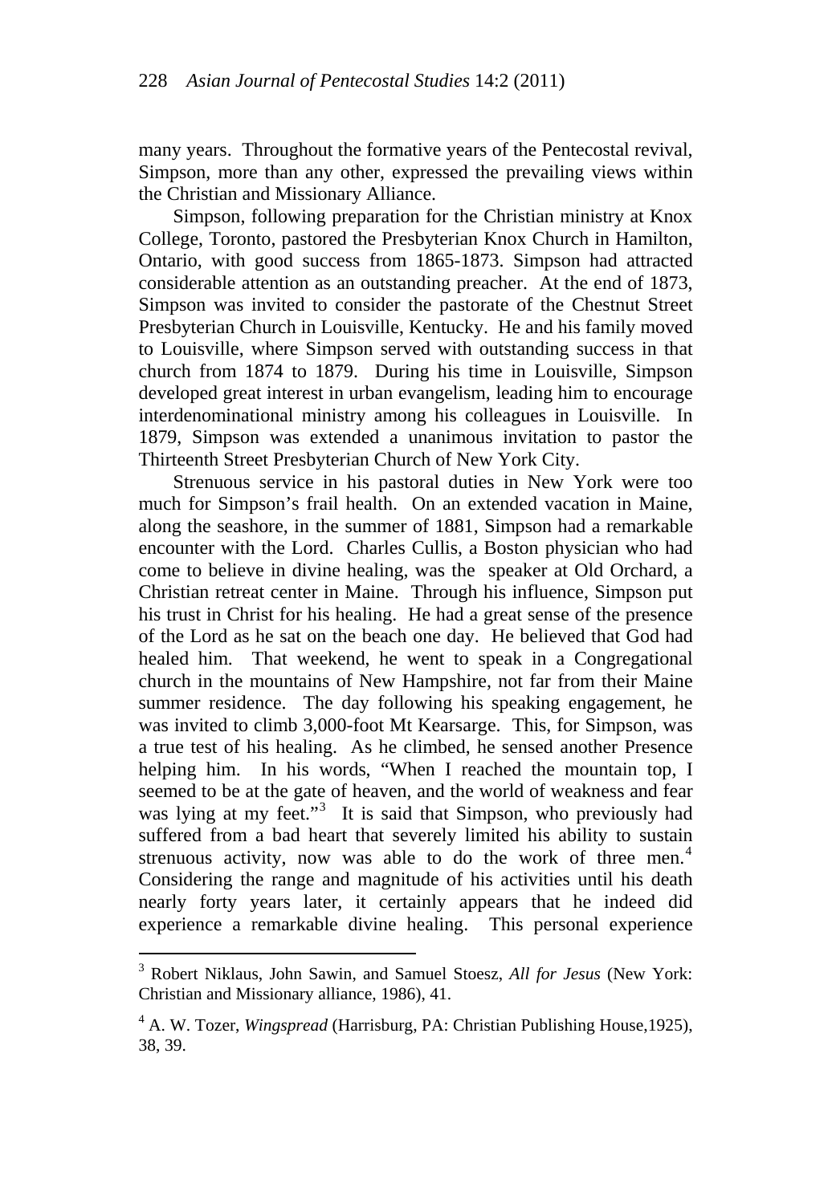many years. Throughout the formative years of the Pentecostal revival, Simpson, more than any other, expressed the prevailing views within the Christian and Missionary Alliance.

Simpson, following preparation for the Christian ministry at Knox College, Toronto, pastored the Presbyterian Knox Church in Hamilton, Ontario, with good success from 1865-1873. Simpson had attracted considerable attention as an outstanding preacher. At the end of 1873, Simpson was invited to consider the pastorate of the Chestnut Street Presbyterian Church in Louisville, Kentucky. He and his family moved to Louisville, where Simpson served with outstanding success in that church from 1874 to 1879. During his time in Louisville, Simpson developed great interest in urban evangelism, leading him to encourage interdenominational ministry among his colleagues in Louisville. In 1879, Simpson was extended a unanimous invitation to pastor the Thirteenth Street Presbyterian Church of New York City.

Strenuous service in his pastoral duties in New York were too much for Simpson's frail health. On an extended vacation in Maine, along the seashore, in the summer of 1881, Simpson had a remarkable encounter with the Lord. Charles Cullis, a Boston physician who had come to believe in divine healing, was the speaker at Old Orchard, a Christian retreat center in Maine. Through his influence, Simpson put his trust in Christ for his healing. He had a great sense of the presence of the Lord as he sat on the beach one day. He believed that God had healed him. That weekend, he went to speak in a Congregational church in the mountains of New Hampshire, not far from their Maine summer residence. The day following his speaking engagement, he was invited to climb 3,000-foot Mt Kearsarge. This, for Simpson, was a true test of his healing. As he climbed, he sensed another Presence helping him. In his words, "When I reached the mountain top, I seemed to be at the gate of heaven, and the world of weakness and fear was lying at my feet."[3] It is said that Simpson, who previously had suffered from a bad heart that severely limited his ability to sustain strenuous activity, now was able to do the work of three men.[4] Considering the range and magnitude of his activities until his death nearly forty years later, it certainly appears that he indeed did experience a remarkable divine healing. This personal experience

---

[3] Robert Niklaus, John Sawin, and Samuel Stoesz, *All for Jesus* (New York: Christian and Missionary alliance, 1986), 41.

[4] A. W. Tozer, *Wingspread* (Harrisburg, PA: Christian Publishing House,1925), 38, 39.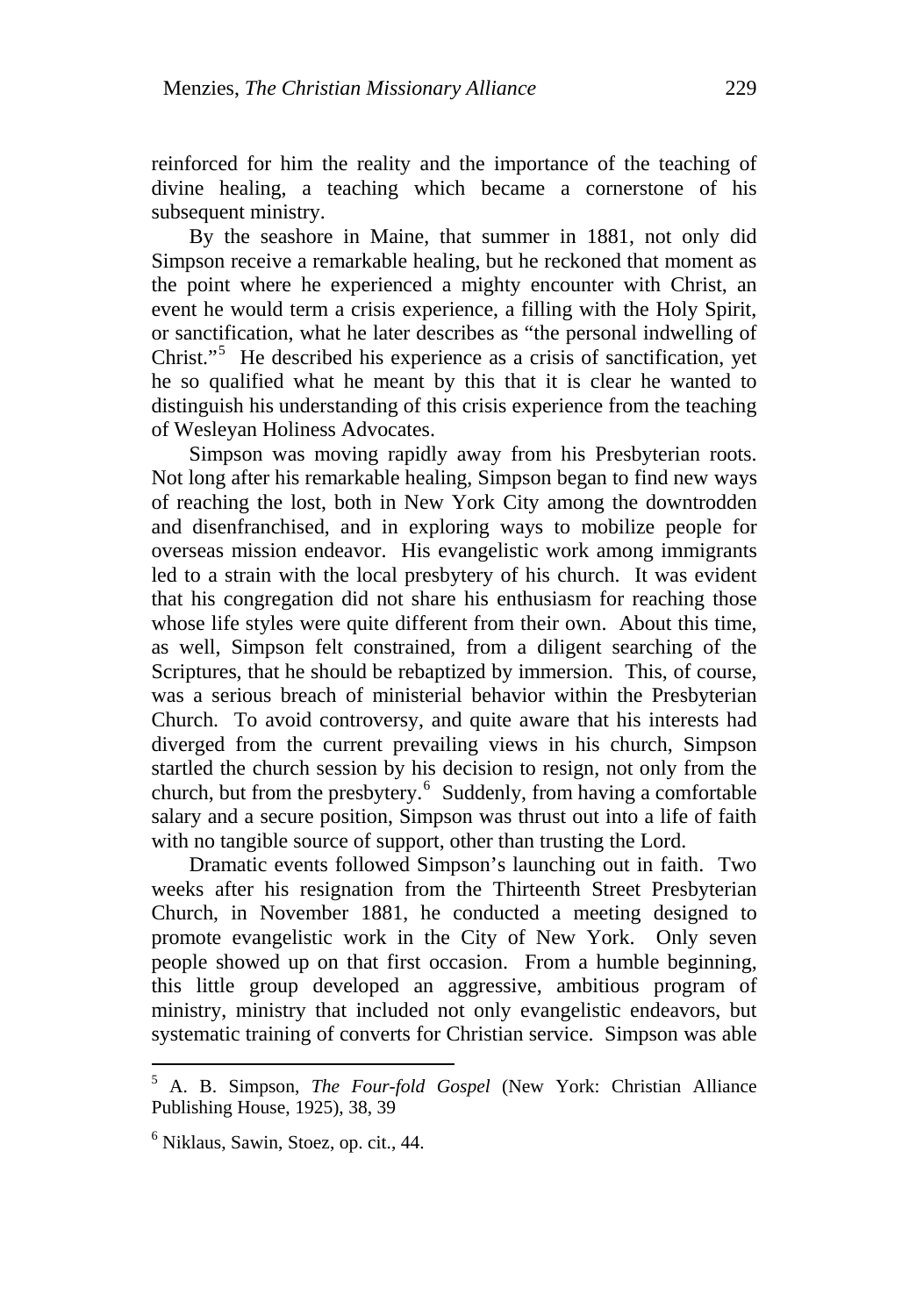reinforced for him the reality and the importance of the teaching of divine healing, a teaching which became a cornerstone of his subsequent ministry.

By the seashore in Maine, that summer in 1881, not only did Simpson receive a remarkable healing, but he reckoned that moment as the point where he experienced a mighty encounter with Christ, an event he would term a crisis experience, a filling with the Holy Spirit, or sanctification, what he later describes as "the personal indwelling of Christ."[5] He described his experience as a crisis of sanctification, yet he so qualified what he meant by this that it is clear he wanted to distinguish his understanding of this crisis experience from the teaching of Wesleyan Holiness Advocates.

Simpson was moving rapidly away from his Presbyterian roots. Not long after his remarkable healing, Simpson began to find new ways of reaching the lost, both in New York City among the downtrodden and disenfranchised, and in exploring ways to mobilize people for overseas mission endeavor. His evangelistic work among immigrants led to a strain with the local presbytery of his church. It was evident that his congregation did not share his enthusiasm for reaching those whose life styles were quite different from their own. About this time, as well, Simpson felt constrained, from a diligent searching of the Scriptures, that he should be rebaptized by immersion. This, of course, was a serious breach of ministerial behavior within the Presbyterian Church. To avoid controversy, and quite aware that his interests had diverged from the current prevailing views in his church, Simpson startled the church session by his decision to resign, not only from the church, but from the presbytery.[6] Suddenly, from having a comfortable salary and a secure position, Simpson was thrust out into a life of faith with no tangible source of support, other than trusting the Lord.

Dramatic events followed Simpson's launching out in faith. Two weeks after his resignation from the Thirteenth Street Presbyterian Church, in November 1881, he conducted a meeting designed to promote evangelistic work in the City of New York. Only seven people showed up on that first occasion. From a humble beginning, this little group developed an aggressive, ambitious program of ministry, ministry that included not only evangelistic endeavors, but systematic training of converts for Christian service. Simpson was able

---

[5] A. B. Simpson, *The Four-fold Gospel* (New York: Christian Alliance Publishing House, 1925), 38, 39

[6] Niklaus, Sawin, Stoez, op. cit., 44.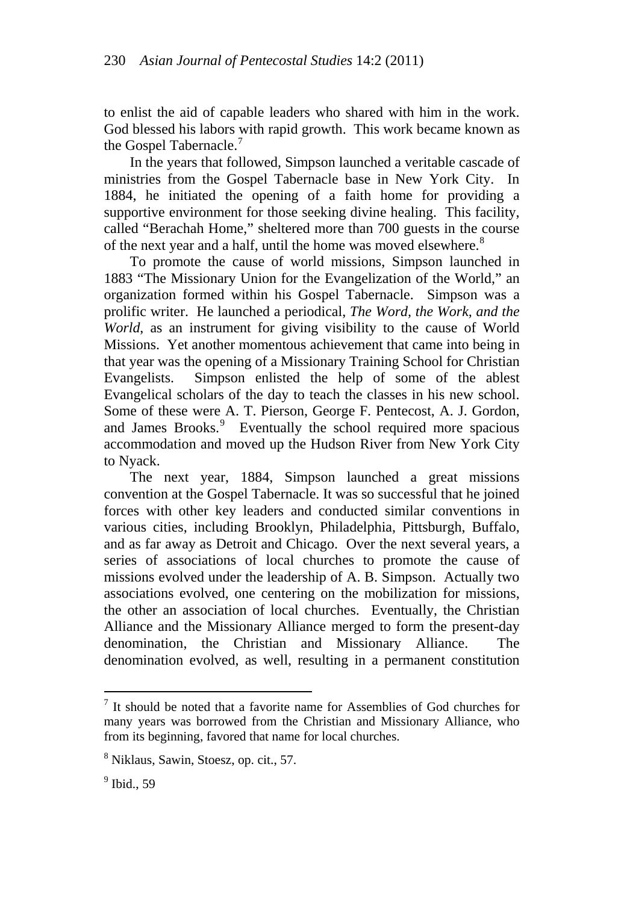to enlist the aid of capable leaders who shared with him in the work. God blessed his labors with rapid growth. This work became known as the Gospel Tabernacle.[7]

In the years that followed, Simpson launched a veritable cascade of ministries from the Gospel Tabernacle base in New York City. In 1884, he initiated the opening of a faith home for providing a supportive environment for those seeking divine healing. This facility, called "Berachah Home," sheltered more than 700 guests in the course of the next year and a half, until the home was moved elsewhere.[8]

To promote the cause of world missions, Simpson launched in 1883 "The Missionary Union for the Evangelization of the World," an organization formed within his Gospel Tabernacle. Simpson was a prolific writer. He launched a periodical, *The Word, the Work, and the World*, as an instrument for giving visibility to the cause of World Missions. Yet another momentous achievement that came into being in that year was the opening of a Missionary Training School for Christian Evangelists. Simpson enlisted the help of some of the ablest Evangelical scholars of the day to teach the classes in his new school. Some of these were A. T. Pierson, George F. Pentecost, A. J. Gordon, and James Brooks.[9] Eventually the school required more spacious accommodation and moved up the Hudson River from New York City to Nyack.

The next year, 1884, Simpson launched a great missions convention at the Gospel Tabernacle. It was so successful that he joined forces with other key leaders and conducted similar conventions in various cities, including Brooklyn, Philadelphia, Pittsburgh, Buffalo, and as far away as Detroit and Chicago. Over the next several years, a series of associations of local churches to promote the cause of missions evolved under the leadership of A. B. Simpson. Actually two associations evolved, one centering on the mobilization for missions, the other an association of local churches. Eventually, the Christian Alliance and the Missionary Alliance merged to form the present-day denomination, the Christian and Missionary Alliance. The denomination evolved, as well, resulting in a permanent constitution

---

[7] It should be noted that a favorite name for Assemblies of God churches for many years was borrowed from the Christian and Missionary Alliance, who from its beginning, favored that name for local churches.

[8] Niklaus, Sawin, Stoesz, op. cit., 57.

[9] Ibid., 59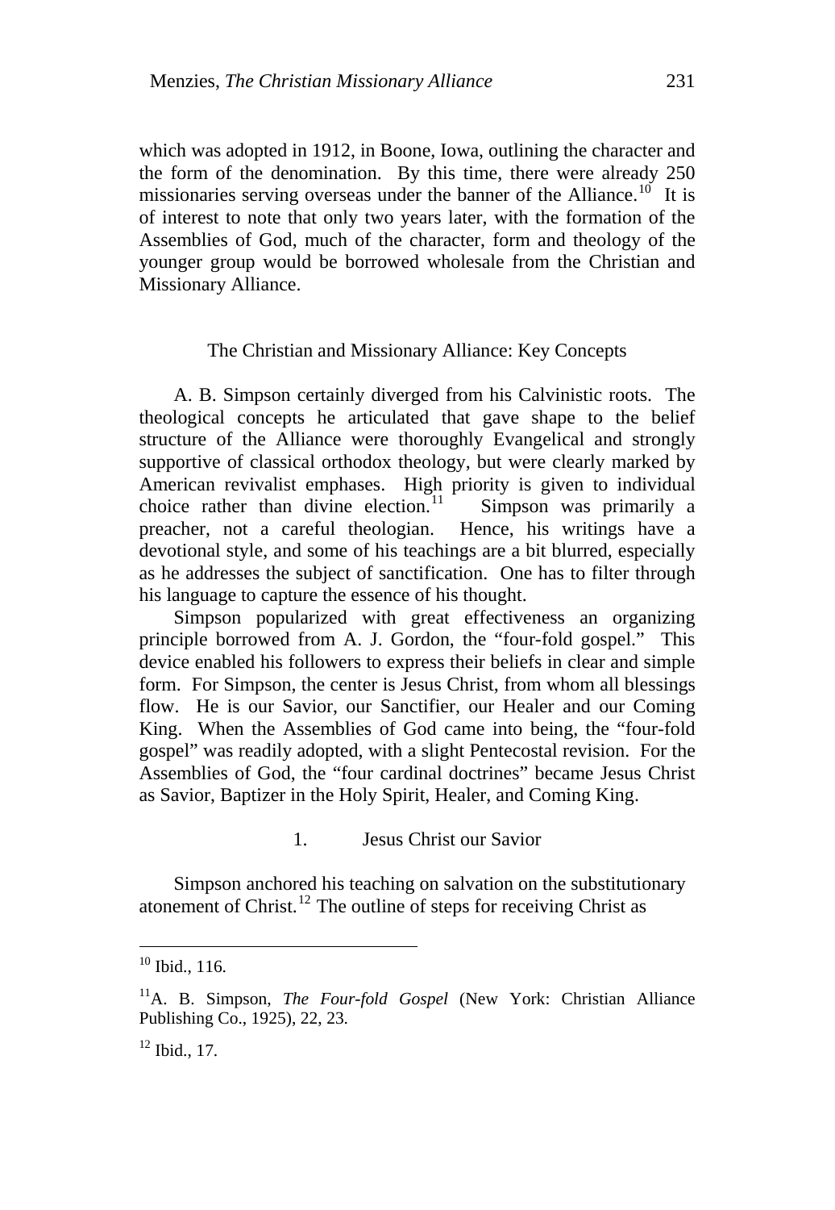which was adopted in 1912, in Boone, Iowa, outlining the character and the form of the denomination. By this time, there were already 250 missionaries serving overseas under the banner of the Alliance.[10] It is of interest to note that only two years later, with the formation of the Assemblies of God, much of the character, form and theology of the younger group would be borrowed wholesale from the Christian and Missionary Alliance.

## The Christian and Missionary Alliance: Key Concepts

A. B. Simpson certainly diverged from his Calvinistic roots. The theological concepts he articulated that gave shape to the belief structure of the Alliance were thoroughly Evangelical and strongly supportive of classical orthodox theology, but were clearly marked by American revivalist emphases. High priority is given to individual choice rather than divine election.[11] Simpson was primarily a preacher, not a careful theologian. Hence, his writings have a devotional style, and some of his teachings are a bit blurred, especially as he addresses the subject of sanctification. One has to filter through his language to capture the essence of his thought.

Simpson popularized with great effectiveness an organizing principle borrowed from A. J. Gordon, the "four-fold gospel." This device enabled his followers to express their beliefs in clear and simple form. For Simpson, the center is Jesus Christ, from whom all blessings flow. He is our Savior, our Sanctifier, our Healer and our Coming King. When the Assemblies of God came into being, the "four-fold gospel" was readily adopted, with a slight Pentecostal revision. For the Assemblies of God, the "four cardinal doctrines" became Jesus Christ as Savior, Baptizer in the Holy Spirit, Healer, and Coming King.

### 1. Jesus Christ our Savior

Simpson anchored his teaching on salvation on the substitutionary atonement of Christ.[12] The outline of steps for receiving Christ as

---

[10] Ibid., 116.

[11] A. B. Simpson, *The Four-fold Gospel* (New York: Christian Alliance Publishing Co., 1925), 22, 23.

[12] Ibid., 17.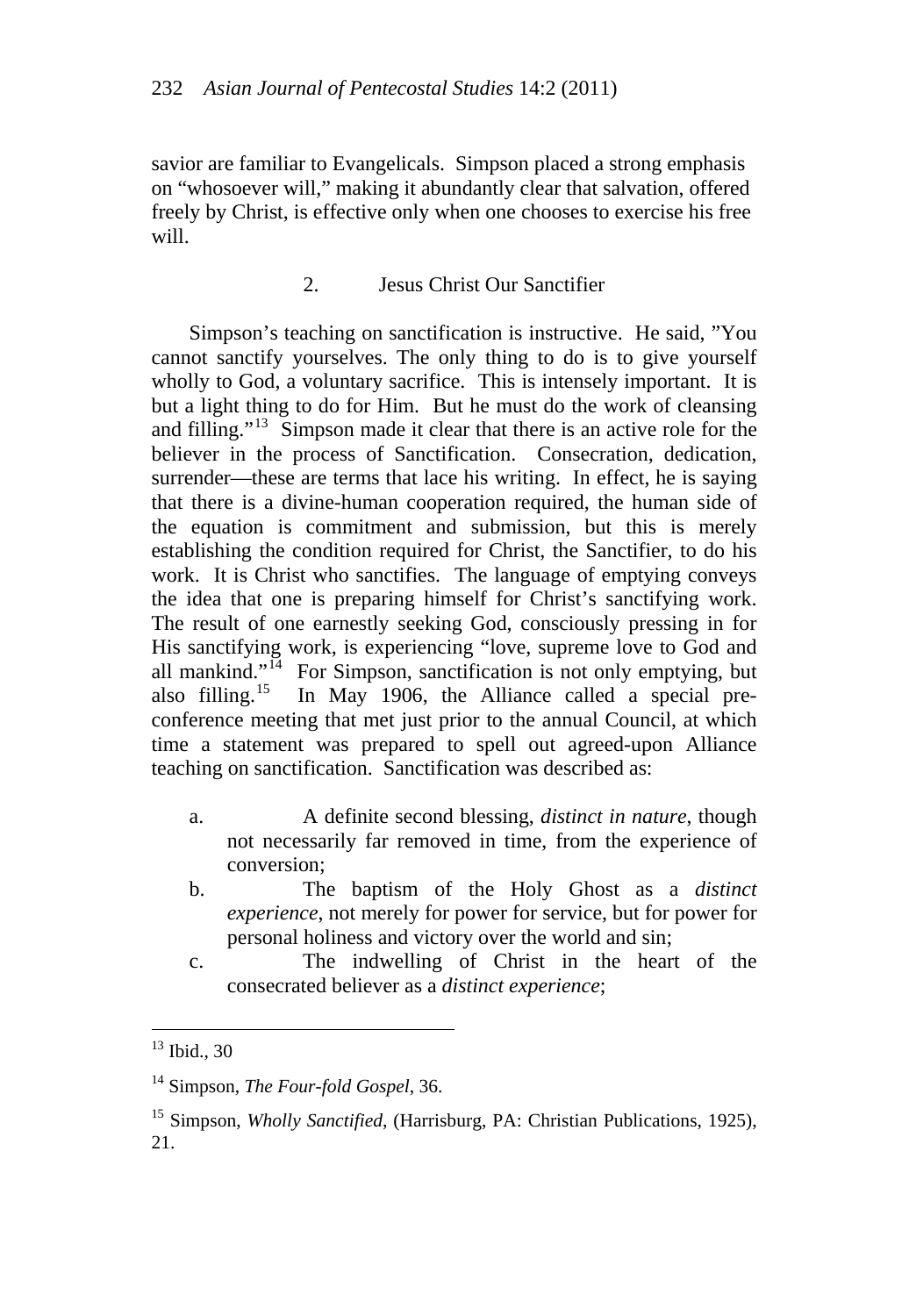savior are familiar to Evangelicals. Simpson placed a strong emphasis on "whosoever will," making it abundantly clear that salvation, offered freely by Christ, is effective only when one chooses to exercise his free will.

### 2. Jesus Christ Our Sanctifier

Simpson's teaching on sanctification is instructive. He said, "You cannot sanctify yourselves. The only thing to do is to give yourself wholly to God, a voluntary sacrifice. This is intensely important. It is but a light thing to do for Him. But he must do the work of cleansing and filling."[13] Simpson made it clear that there is an active role for the believer in the process of Sanctification. Consecration, dedication, surrender—these are terms that lace his writing. In effect, he is saying that there is a divine-human cooperation required, the human side of the equation is commitment and submission, but this is merely establishing the condition required for Christ, the Sanctifier, to do his work. It is Christ who sanctifies. The language of emptying conveys the idea that one is preparing himself for Christ's sanctifying work. The result of one earnestly seeking God, consciously pressing in for His sanctifying work, is experiencing "love, supreme love to God and all mankind."[14] For Simpson, sanctification is not only emptying, but also filling.[15] In May 1906, the Alliance called a special pre-conference meeting that met just prior to the annual Council, at which time a statement was prepared to spell out agreed-upon Alliance teaching on sanctification. Sanctification was described as:

a. A definite second blessing, *distinct in nature*, though not necessarily far removed in time, from the experience of conversion;

b. The baptism of the Holy Ghost as a *distinct experience*, not merely for power for service, but for power for personal holiness and victory over the world and sin;

c. The indwelling of Christ in the heart of the consecrated believer as a *distinct experience*;

---

[13] Ibid., 30

[14] Simpson, *The Four-fold Gospel*, 36.

[15] Simpson, *Wholly Sanctified*, (Harrisburg, PA: Christian Publications, 1925), 21.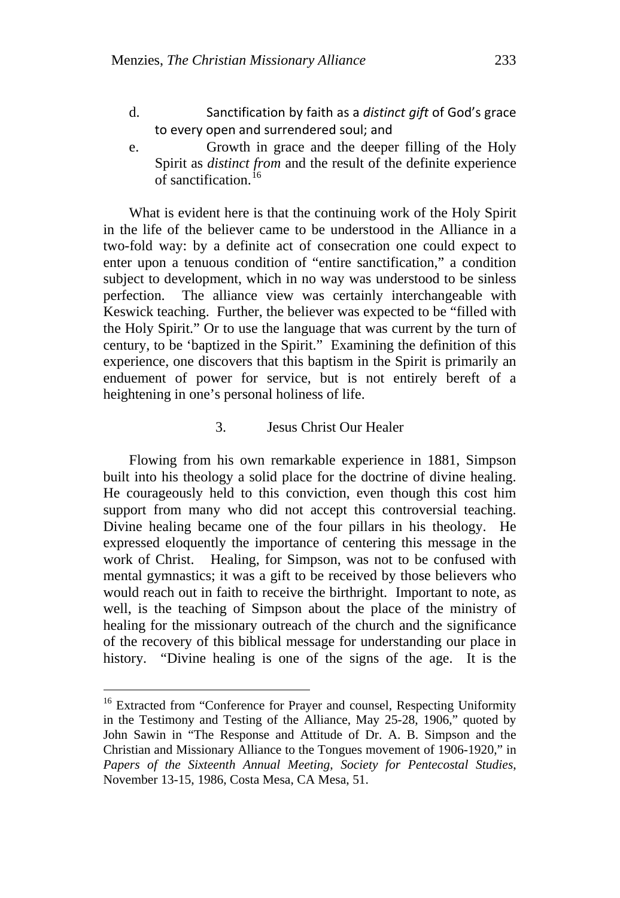d. Sanctification by faith as a *distinct gift* of God's grace to every open and surrendered soul; and

e. Growth in grace and the deeper filling of the Holy Spirit as *distinct from* and the result of the definite experience of sanctification.[16]

What is evident here is that the continuing work of the Holy Spirit in the life of the believer came to be understood in the Alliance in a two-fold way: by a definite act of consecration one could expect to enter upon a tenuous condition of "entire sanctification," a condition subject to development, which in no way was understood to be sinless perfection. The alliance view was certainly interchangeable with Keswick teaching. Further, the believer was expected to be "filled with the Holy Spirit." Or to use the language that was current by the turn of century, to be 'baptized in the Spirit." Examining the definition of this experience, one discovers that this baptism in the Spirit is primarily an enduement of power for service, but is not entirely bereft of a heightening in one's personal holiness of life.

### 3. Jesus Christ Our Healer

Flowing from his own remarkable experience in 1881, Simpson built into his theology a solid place for the doctrine of divine healing. He courageously held to this conviction, even though this cost him support from many who did not accept this controversial teaching. Divine healing became one of the four pillars in his theology. He expressed eloquently the importance of centering this message in the work of Christ. Healing, for Simpson, was not to be confused with mental gymnastics; it was a gift to be received by those believers who would reach out in faith to receive the birthright. Important to note, as well, is the teaching of Simpson about the place of the ministry of healing for the missionary outreach of the church and the significance of the recovery of this biblical message for understanding our place in history. "Divine healing is one of the signs of the age. It is the

---

[16] Extracted from "Conference for Prayer and counsel, Respecting Uniformity in the Testimony and Testing of the Alliance, May 25-28, 1906," quoted by John Sawin in "The Response and Attitude of Dr. A. B. Simpson and the Christian and Missionary Alliance to the Tongues movement of 1906-1920," in *Papers of the Sixteenth Annual Meeting, Society for Pentecostal Studies*, November 13-15, 1986, Costa Mesa, CA Mesa, 51.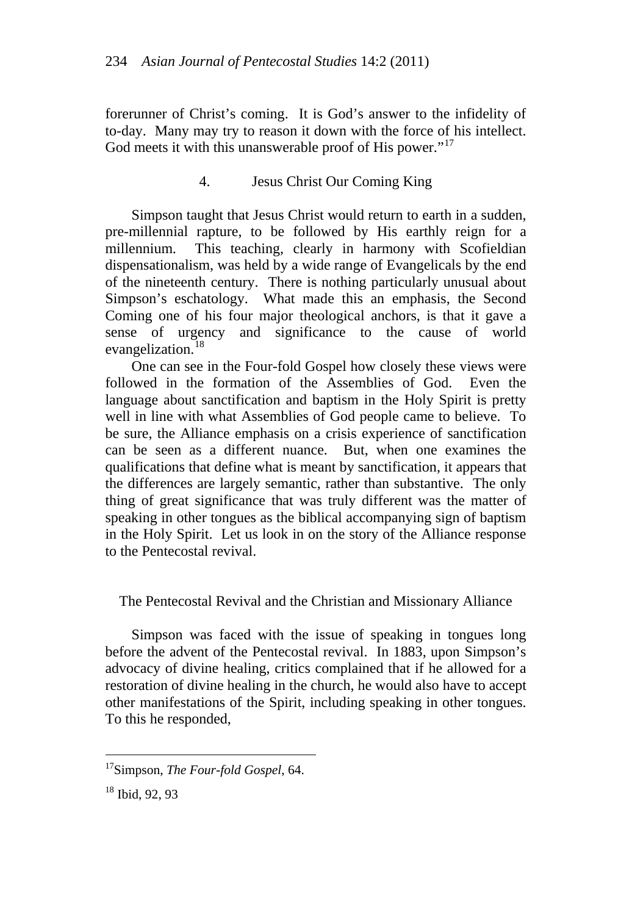forerunner of Christ's coming. It is God's answer to the infidelity of to-day. Many may try to reason it down with the force of his intellect. God meets it with this unanswerable proof of His power."[17]

### 4. Jesus Christ Our Coming King

Simpson taught that Jesus Christ would return to earth in a sudden, pre-millennial rapture, to be followed by His earthly reign for a millennium. This teaching, clearly in harmony with Scofieldian dispensationalism, was held by a wide range of Evangelicals by the end of the nineteenth century. There is nothing particularly unusual about Simpson's eschatology. What made this an emphasis, the Second Coming one of his four major theological anchors, is that it gave a sense of urgency and significance to the cause of world evangelization.[18]

One can see in the Four-fold Gospel how closely these views were followed in the formation of the Assemblies of God. Even the language about sanctification and baptism in the Holy Spirit is pretty well in line with what Assemblies of God people came to believe. To be sure, the Alliance emphasis on a crisis experience of sanctification can be seen as a different nuance. But, when one examines the qualifications that define what is meant by sanctification, it appears that the differences are largely semantic, rather than substantive. The only thing of great significance that was truly different was the matter of speaking in other tongues as the biblical accompanying sign of baptism in the Holy Spirit. Let us look in on the story of the Alliance response to the Pentecostal revival.

## The Pentecostal Revival and the Christian and Missionary Alliance

Simpson was faced with the issue of speaking in tongues long before the advent of the Pentecostal revival. In 1883, upon Simpson's advocacy of divine healing, critics complained that if he allowed for a restoration of divine healing in the church, he would also have to accept other manifestations of the Spirit, including speaking in other tongues. To this he responded,

---

[17] Simpson, *The Four-fold Gospel*, 64.

[18] Ibid, 92, 93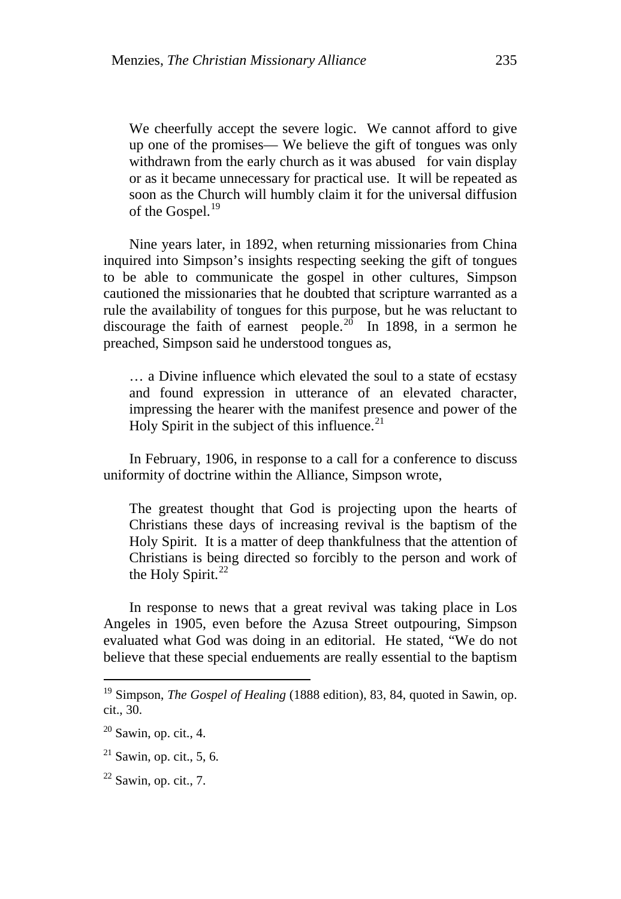> We cheerfully accept the severe logic. We cannot afford to give up one of the promises— We believe the gift of tongues was only withdrawn from the early church as it was abused for vain display or as it became unnecessary for practical use. It will be repeated as soon as the Church will humbly claim it for the universal diffusion of the Gospel.[19]

Nine years later, in 1892, when returning missionaries from China inquired into Simpson's insights respecting seeking the gift of tongues to be able to communicate the gospel in other cultures, Simpson cautioned the missionaries that he doubted that scripture warranted as a rule the availability of tongues for this purpose, but he was reluctant to discourage the faith of earnest people.[20] In 1898, in a sermon he preached, Simpson said he understood tongues as,

> … a Divine influence which elevated the soul to a state of ecstasy and found expression in utterance of an elevated character, impressing the hearer with the manifest presence and power of the Holy Spirit in the subject of this influence.[21]

In February, 1906, in response to a call for a conference to discuss uniformity of doctrine within the Alliance, Simpson wrote,

> The greatest thought that God is projecting upon the hearts of Christians these days of increasing revival is the baptism of the Holy Spirit. It is a matter of deep thankfulness that the attention of Christians is being directed so forcibly to the person and work of the Holy Spirit.[22]

In response to news that a great revival was taking place in Los Angeles in 1905, even before the Azusa Street outpouring, Simpson evaluated what God was doing in an editorial. He stated, "We do not believe that these special enduements are really essential to the baptism

---

[19] Simpson, *The Gospel of Healing* (1888 edition), 83, 84, quoted in Sawin, op. cit., 30.

[20] Sawin, op. cit., 4.

[21] Sawin, op. cit., 5, 6.

[22] Sawin, op. cit., 7.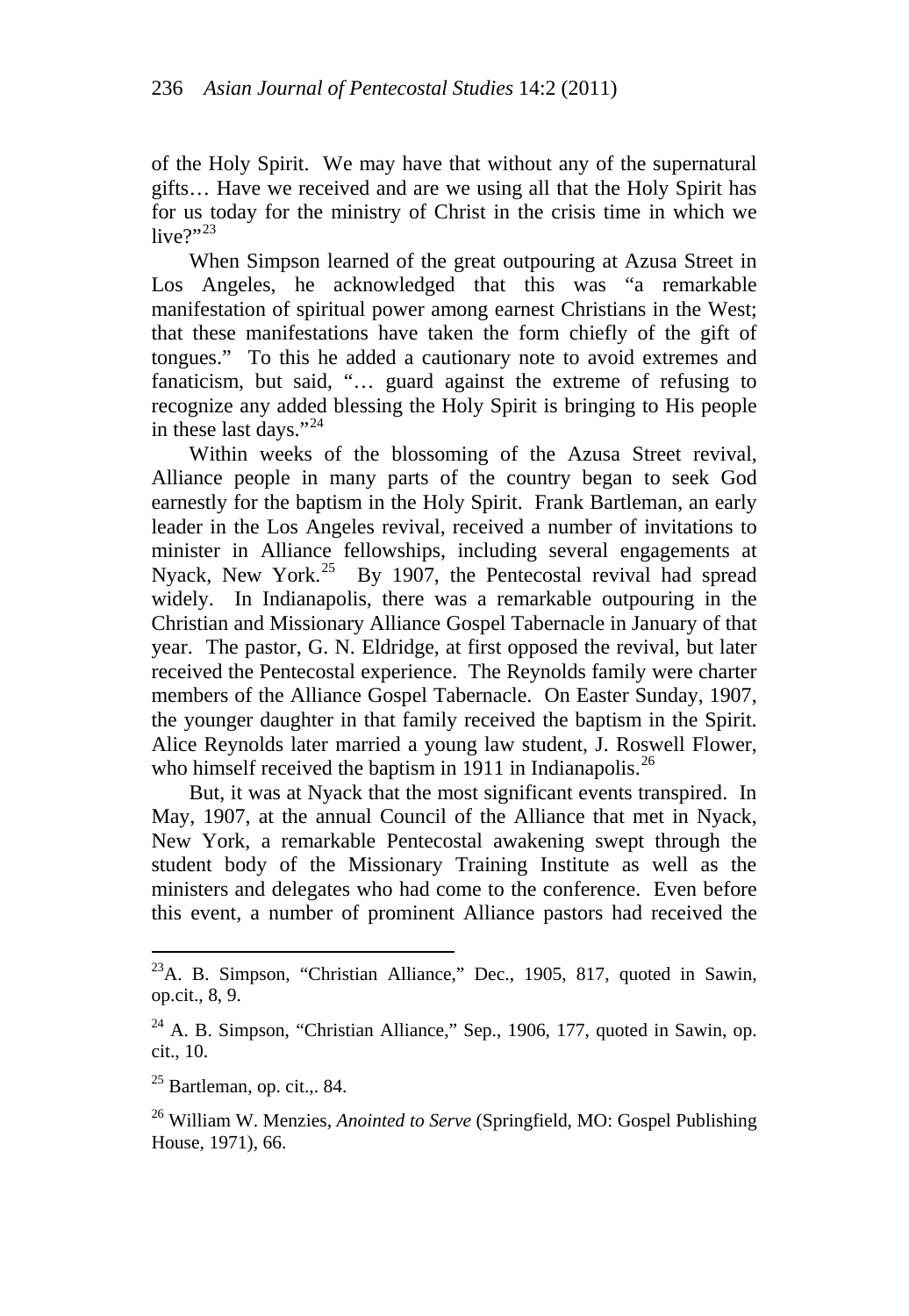of the Holy Spirit. We may have that without any of the supernatural gifts… Have we received and are we using all that the Holy Spirit has for us today for the ministry of Christ in the crisis time in which we live?"[23]

When Simpson learned of the great outpouring at Azusa Street in Los Angeles, he acknowledged that this was "a remarkable manifestation of spiritual power among earnest Christians in the West; that these manifestations have taken the form chiefly of the gift of tongues." To this he added a cautionary note to avoid extremes and fanaticism, but said, "… guard against the extreme of refusing to recognize any added blessing the Holy Spirit is bringing to His people in these last days."[24]

Within weeks of the blossoming of the Azusa Street revival, Alliance people in many parts of the country began to seek God earnestly for the baptism in the Holy Spirit. Frank Bartleman, an early leader in the Los Angeles revival, received a number of invitations to minister in Alliance fellowships, including several engagements at Nyack, New York.[25] By 1907, the Pentecostal revival had spread widely. In Indianapolis, there was a remarkable outpouring in the Christian and Missionary Alliance Gospel Tabernacle in January of that year. The pastor, G. N. Eldridge, at first opposed the revival, but later received the Pentecostal experience. The Reynolds family were charter members of the Alliance Gospel Tabernacle. On Easter Sunday, 1907, the younger daughter in that family received the baptism in the Spirit. Alice Reynolds later married a young law student, J. Roswell Flower, who himself received the baptism in 1911 in Indianapolis.[26]

But, it was at Nyack that the most significant events transpired. In May, 1907, at the annual Council of the Alliance that met in Nyack, New York, a remarkable Pentecostal awakening swept through the student body of the Missionary Training Institute as well as the ministers and delegates who had come to the conference. Even before this event, a number of prominent Alliance pastors had received the

---

[23] A. B. Simpson, "Christian Alliance," Dec., 1905, 817, quoted in Sawin, op.cit., 8, 9.

[24] A. B. Simpson, "Christian Alliance," Sep., 1906, 177, quoted in Sawin, op. cit., 10.

[25] Bartleman, op. cit.,. 84.

[26] William W. Menzies, *Anointed to Serve* (Springfield, MO: Gospel Publishing House, 1971), 66.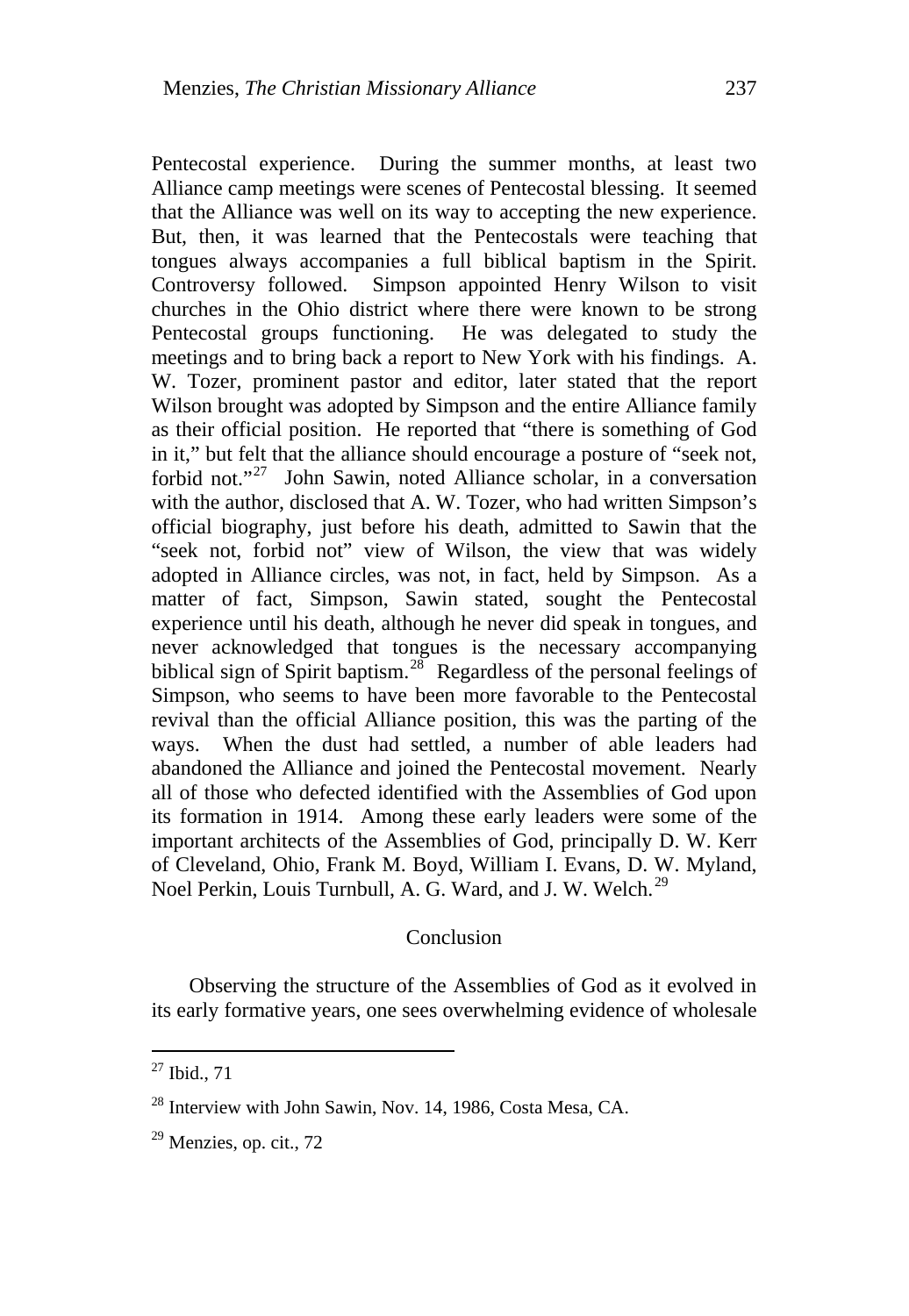Pentecostal experience. During the summer months, at least two Alliance camp meetings were scenes of Pentecostal blessing. It seemed that the Alliance was well on its way to accepting the new experience. But, then, it was learned that the Pentecostals were teaching that tongues always accompanies a full biblical baptism in the Spirit. Controversy followed. Simpson appointed Henry Wilson to visit churches in the Ohio district where there were known to be strong Pentecostal groups functioning. He was delegated to study the meetings and to bring back a report to New York with his findings. A. W. Tozer, prominent pastor and editor, later stated that the report Wilson brought was adopted by Simpson and the entire Alliance family as their official position. He reported that "there is something of God in it," but felt that the alliance should encourage a posture of "seek not, forbid not."[27] John Sawin, noted Alliance scholar, in a conversation with the author, disclosed that A. W. Tozer, who had written Simpson's official biography, just before his death, admitted to Sawin that the "seek not, forbid not" view of Wilson, the view that was widely adopted in Alliance circles, was not, in fact, held by Simpson. As a matter of fact, Simpson, Sawin stated, sought the Pentecostal experience until his death, although he never did speak in tongues, and never acknowledged that tongues is the necessary accompanying biblical sign of Spirit baptism.[28] Regardless of the personal feelings of Simpson, who seems to have been more favorable to the Pentecostal revival than the official Alliance position, this was the parting of the ways. When the dust had settled, a number of able leaders had abandoned the Alliance and joined the Pentecostal movement. Nearly all of those who defected identified with the Assemblies of God upon its formation in 1914. Among these early leaders were some of the important architects of the Assemblies of God, principally D. W. Kerr of Cleveland, Ohio, Frank M. Boyd, William I. Evans, D. W. Myland, Noel Perkin, Louis Turnbull, A. G. Ward, and J. W. Welch.[29]

## Conclusion

Observing the structure of the Assemblies of God as it evolved in its early formative years, one sees overwhelming evidence of wholesale

---

[27] Ibid., 71

[28] Interview with John Sawin, Nov. 14, 1986, Costa Mesa, CA.

[29] Menzies, op. cit., 72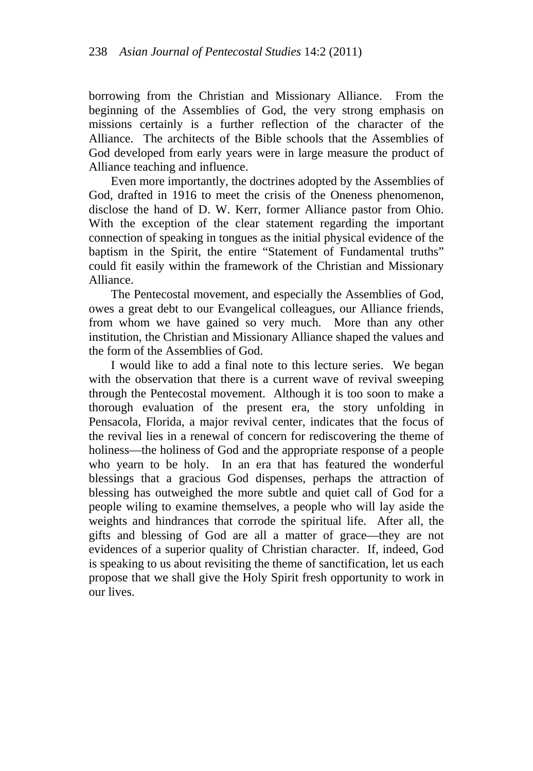borrowing from the Christian and Missionary Alliance. From the beginning of the Assemblies of God, the very strong emphasis on missions certainly is a further reflection of the character of the Alliance. The architects of the Bible schools that the Assemblies of God developed from early years were in large measure the product of Alliance teaching and influence.

Even more importantly, the doctrines adopted by the Assemblies of God, drafted in 1916 to meet the crisis of the Oneness phenomenon, disclose the hand of D. W. Kerr, former Alliance pastor from Ohio. With the exception of the clear statement regarding the important connection of speaking in tongues as the initial physical evidence of the baptism in the Spirit, the entire "Statement of Fundamental truths" could fit easily within the framework of the Christian and Missionary Alliance.

The Pentecostal movement, and especially the Assemblies of God, owes a great debt to our Evangelical colleagues, our Alliance friends, from whom we have gained so very much. More than any other institution, the Christian and Missionary Alliance shaped the values and the form of the Assemblies of God.

I would like to add a final note to this lecture series. We began with the observation that there is a current wave of revival sweeping through the Pentecostal movement. Although it is too soon to make a thorough evaluation of the present era, the story unfolding in Pensacola, Florida, a major revival center, indicates that the focus of the revival lies in a renewal of concern for rediscovering the theme of holiness—the holiness of God and the appropriate response of a people who yearn to be holy. In an era that has featured the wonderful blessings that a gracious God dispenses, perhaps the attraction of blessing has outweighed the more subtle and quiet call of God for a people wiling to examine themselves, a people who will lay aside the weights and hindrances that corrode the spiritual life. After all, the gifts and blessing of God are all a matter of grace—they are not evidences of a superior quality of Christian character. If, indeed, God is speaking to us about revisiting the theme of sanctification, let us each propose that we shall give the Holy Spirit fresh opportunity to work in our lives.